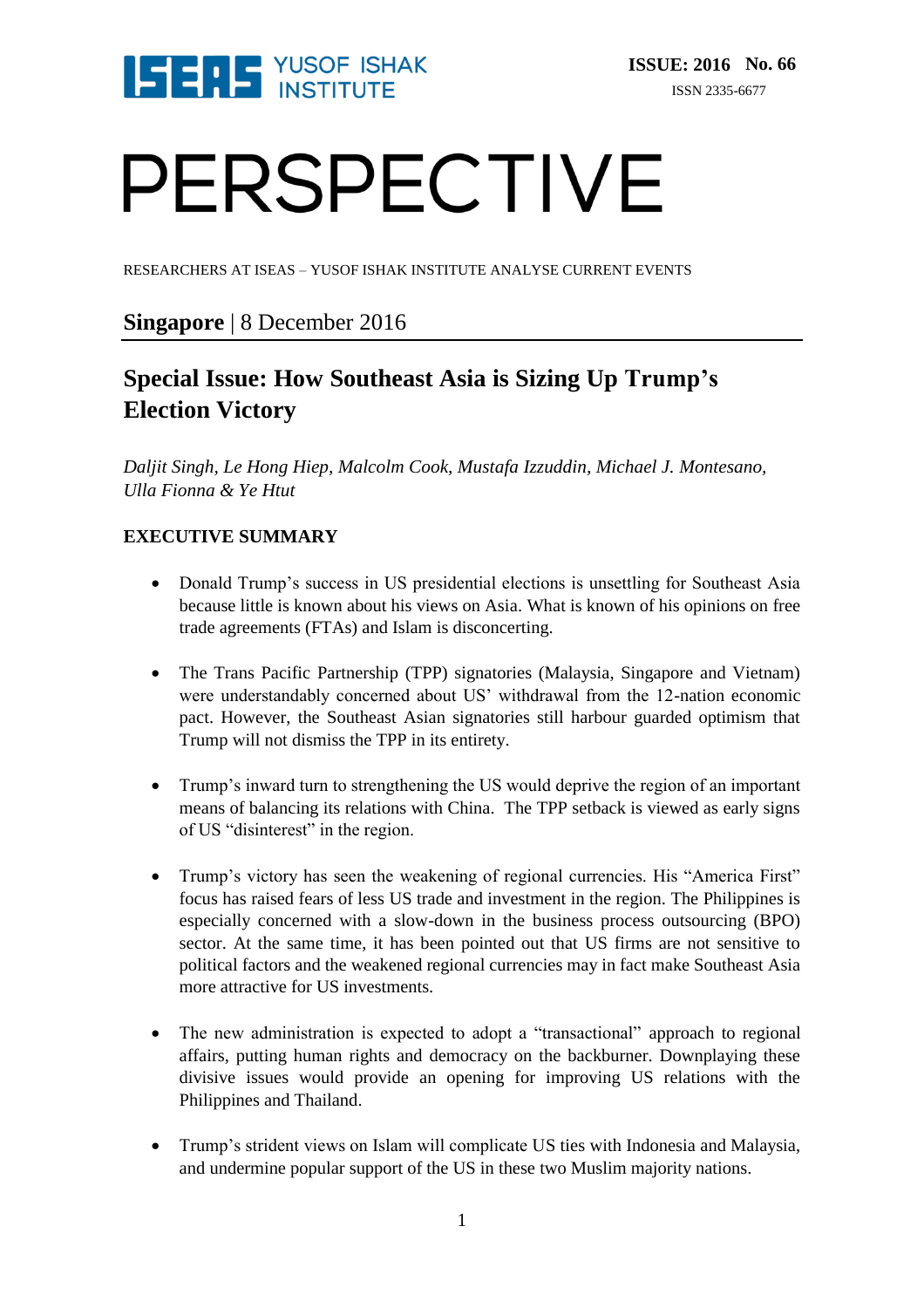ISEAS YUSOF ISHAK INSTITUTE

**ISSUE: 2016 No. 66**

ISSN 2335-6677

# PERSPECTIVE

RESEARCHERS AT ISEAS – YUSOF ISHAK INSTITUTE ANALYSE CURRENT EVENTS

**Singapore** | 8 December 2016

## Special Issue: How Southeast Asia is Sizing Up Trump's Election Victory

*Daljit Singh, Le Hong Hiep, Malcolm Cook, Mustafa Izzuddin, Michael J. Montesano, Ulla Fionna & Ye Htut*

### EXECUTIVE SUMMARY

- Donald Trump's success in US presidential elections is unsettling for Southeast Asia because little is known about his views on Asia. What is known of his opinions on free trade agreements (FTAs) and Islam is disconcerting.

- The Trans Pacific Partnership (TPP) signatories (Malaysia, Singapore and Vietnam) were understandably concerned about US' withdrawal from the 12-nation economic pact. However, the Southeast Asian signatories still harbour guarded optimism that Trump will not dismiss the TPP in its entirety.

- Trump's inward turn to strengthening the US would deprive the region of an important means of balancing its relations with China. The TPP setback is viewed as early signs of US "disinterest" in the region.

- Trump's victory has seen the weakening of regional currencies. His "America First" focus has raised fears of less US trade and investment in the region. The Philippines is especially concerned with a slow-down in the business process outsourcing (BPO) sector. At the same time, it has been pointed out that US firms are not sensitive to political factors and the weakened regional currencies may in fact make Southeast Asia more attractive for US investments.

- The new administration is expected to adopt a "transactional" approach to regional affairs, putting human rights and democracy on the backburner. Downplaying these divisive issues would provide an opening for improving US relations with the Philippines and Thailand.

- Trump's strident views on Islam will complicate US ties with Indonesia and Malaysia, and undermine popular support of the US in these two Muslim majority nations.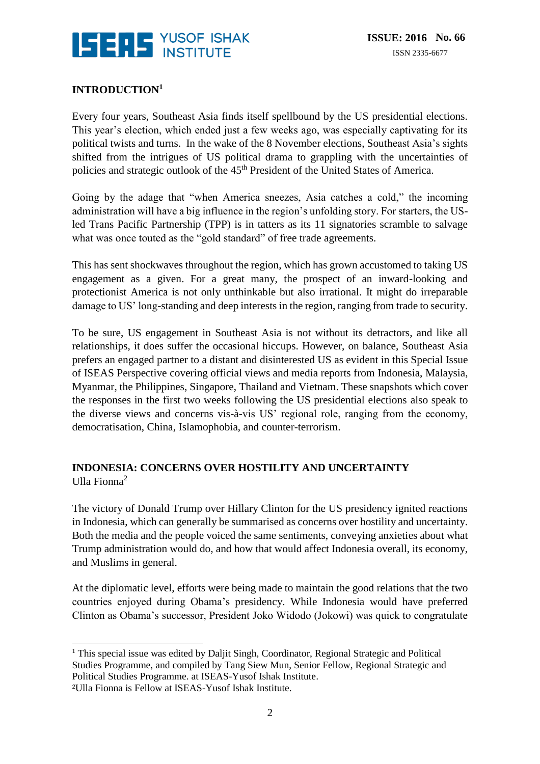## INTRODUCTION[1]

Every four years, Southeast Asia finds itself spellbound by the US presidential elections. This year's election, which ended just a few weeks ago, was especially captivating for its political twists and turns. In the wake of the 8 November elections, Southeast Asia's sights shifted from the intrigues of US political drama to grappling with the uncertainties of policies and strategic outlook of the 45th President of the United States of America.

Going by the adage that "when America sneezes, Asia catches a cold," the incoming administration will have a big influence in the region's unfolding story. For starters, the US-led Trans Pacific Partnership (TPP) is in tatters as its 11 signatories scramble to salvage what was once touted as the "gold standard" of free trade agreements.

This has sent shockwaves throughout the region, which has grown accustomed to taking US engagement as a given. For a great many, the prospect of an inward-looking and protectionist America is not only unthinkable but also irrational. It might do irreparable damage to US' long-standing and deep interests in the region, ranging from trade to security.

To be sure, US engagement in Southeast Asia is not without its detractors, and like all relationships, it does suffer the occasional hiccups. However, on balance, Southeast Asia prefers an engaged partner to a distant and disinterested US as evident in this Special Issue of ISEAS Perspective covering official views and media reports from Indonesia, Malaysia, Myanmar, the Philippines, Singapore, Thailand and Vietnam. These snapshots which cover the responses in the first two weeks following the US presidential elections also speak to the diverse views and concerns vis-à-vis US' regional role, ranging from the economy, democratisation, China, Islamophobia, and counter-terrorism.

## INDONESIA: CONCERNS OVER HOSTILITY AND UNCERTAINTY

Ulla Fionna[2]

The victory of Donald Trump over Hillary Clinton for the US presidency ignited reactions in Indonesia, which can generally be summarised as concerns over hostility and uncertainty. Both the media and the people voiced the same sentiments, conveying anxieties about what Trump administration would do, and how that would affect Indonesia overall, its economy, and Muslims in general.

At the diplomatic level, efforts were being made to maintain the good relations that the two countries enjoyed during Obama's presidency. While Indonesia would have preferred Clinton as Obama's successor, President Joko Widodo (Jokowi) was quick to congratulate

---

[1] This special issue was edited by Daljit Singh, Coordinator, Regional Strategic and Political Studies Programme, and compiled by Tang Siew Mun, Senior Fellow, Regional Strategic and Political Studies Programme. at ISEAS-Yusof Ishak Institute.

[2] Ulla Fionna is Fellow at ISEAS-Yusof Ishak Institute.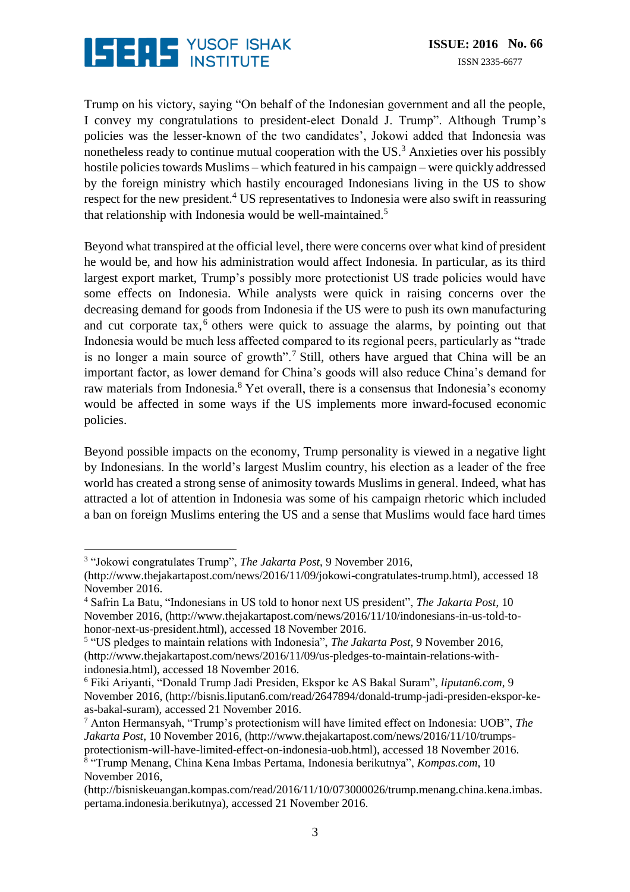Trump on his victory, saying "On behalf of the Indonesian government and all the people, I convey my congratulations to president-elect Donald J. Trump". Although Trump's policies was the lesser-known of the two candidates', Jokowi added that Indonesia was nonetheless ready to continue mutual cooperation with the US.[3] Anxieties over his possibly hostile policies towards Muslims – which featured in his campaign – were quickly addressed by the foreign ministry which hastily encouraged Indonesians living in the US to show respect for the new president.[4] US representatives to Indonesia were also swift in reassuring that relationship with Indonesia would be well-maintained.[5]

Beyond what transpired at the official level, there were concerns over what kind of president he would be, and how his administration would affect Indonesia. In particular, as its third largest export market, Trump's possibly more protectionist US trade policies would have some effects on Indonesia. While analysts were quick in raising concerns over the decreasing demand for goods from Indonesia if the US were to push its own manufacturing and cut corporate tax,[6] others were quick to assuage the alarms, by pointing out that Indonesia would be much less affected compared to its regional peers, particularly as "trade is no longer a main source of growth".[7] Still, others have argued that China will be an important factor, as lower demand for China's goods will also reduce China's demand for raw materials from Indonesia.[8] Yet overall, there is a consensus that Indonesia's economy would be affected in some ways if the US implements more inward-focused economic policies.

Beyond possible impacts on the economy, Trump personality is viewed in a negative light by Indonesians. In the world's largest Muslim country, his election as a leader of the free world has created a strong sense of animosity towards Muslims in general. Indeed, what has attracted a lot of attention in Indonesia was some of his campaign rhetoric which included a ban on foreign Muslims entering the US and a sense that Muslims would face hard times

---

[3] "Jokowi congratulates Trump", *The Jakarta Post*, 9 November 2016, (http://www.thejakartapost.com/news/2016/11/09/jokowi-congratulates-trump.html), accessed 18 November 2016.

[4] Safrin La Batu, "Indonesians in US told to honor next US president", *The Jakarta Post*, 10 November 2016, (http://www.thejakartapost.com/news/2016/11/10/indonesians-in-us-told-to-honor-next-us-president.html), accessed 18 November 2016.

[5] "US pledges to maintain relations with Indonesia", *The Jakarta Post*, 9 November 2016, (http://www.thejakartapost.com/news/2016/11/09/us-pledges-to-maintain-relations-with-indonesia.html), accessed 18 November 2016.

[6] Fiki Ariyanti, "Donald Trump Jadi Presiden, Ekspor ke AS Bakal Suram", *liputan6.com*, 9 November 2016, (http://bisnis.liputan6.com/read/2647894/donald-trump-jadi-presiden-ekspor-ke-as-bakal-suram), accessed 21 November 2016.

[7] Anton Hermansyah, "Trump's protectionism will have limited effect on Indonesia: UOB", *The Jakarta Post*, 10 November 2016, (http://www.thejakartapost.com/news/2016/11/10/trumps-protectionism-will-have-limited-effect-on-indonesia-uob.html), accessed 18 November 2016.

[8] "Trump Menang, China Kena Imbas Pertama, Indonesia berikutnya", *Kompas.com*, 10 November 2016, (http://bisniskeuangan.kompas.com/read/2016/11/10/073000026/trump.menang.china.kena.imbas.pertama.indonesia.berikutnya), accessed 21 November 2016.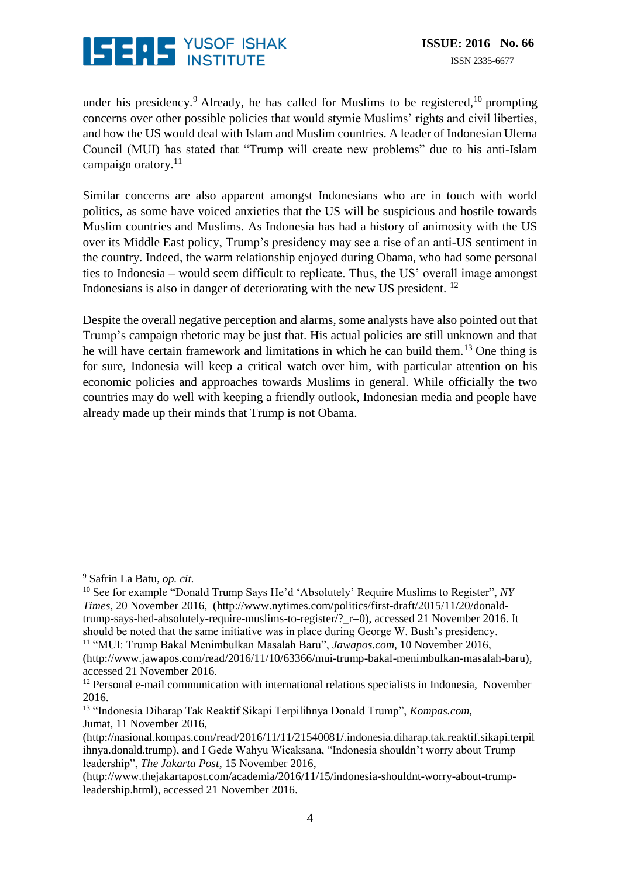under his presidency.[9] Already, he has called for Muslims to be registered,[10] prompting concerns over other possible policies that would stymie Muslims' rights and civil liberties, and how the US would deal with Islam and Muslim countries. A leader of Indonesian Ulema Council (MUI) has stated that "Trump will create new problems" due to his anti-Islam campaign oratory.[11]

Similar concerns are also apparent amongst Indonesians who are in touch with world politics, as some have voiced anxieties that the US will be suspicious and hostile towards Muslim countries and Muslims. As Indonesia has had a history of animosity with the US over its Middle East policy, Trump's presidency may see a rise of an anti-US sentiment in the country. Indeed, the warm relationship enjoyed during Obama, who had some personal ties to Indonesia – would seem difficult to replicate. Thus, the US' overall image amongst Indonesians is also in danger of deteriorating with the new US president. [12]

Despite the overall negative perception and alarms, some analysts have also pointed out that Trump's campaign rhetoric may be just that. His actual policies are still unknown and that he will have certain framework and limitations in which he can build them.[13] One thing is for sure, Indonesia will keep a critical watch over him, with particular attention on his economic policies and approaches towards Muslims in general. While officially the two countries may do well with keeping a friendly outlook, Indonesian media and people have already made up their minds that Trump is not Obama.

---

[9] Safrin La Batu, *op. cit.*

[10] See for example "Donald Trump Says He'd 'Absolutely' Require Muslims to Register", *NY Times*, 20 November 2016, (http://www.nytimes.com/politics/first-draft/2015/11/20/donald-trump-says-hed-absolutely-require-muslims-to-register/?_r=0), accessed 21 November 2016. It should be noted that the same initiative was in place during George W. Bush's presidency.

[11] "MUI: Trump Bakal Menimbulkan Masalah Baru", *Jawapos.com*, 10 November 2016, (http://www.jawapos.com/read/2016/11/10/63366/mui-trump-bakal-menimbulkan-masalah-baru), accessed 21 November 2016.

[12] Personal e-mail communication with international relations specialists in Indonesia, November 2016.

[13] "Indonesia Diharap Tak Reaktif Sikapi Terpilihnya Donald Trump", *Kompas.com*, Jumat, 11 November 2016, (http://nasional.kompas.com/read/2016/11/11/21540081/.indonesia.diharap.tak.reaktif.sikapi.terpilihnya.donald.trump), and I Gede Wahyu Wicaksana, "Indonesia shouldn't worry about Trump leadership", *The Jakarta Post*, 15 November 2016, (http://www.thejakartapost.com/academia/2016/11/15/indonesia-shouldnt-worry-about-trump-leadership.html), accessed 21 November 2016.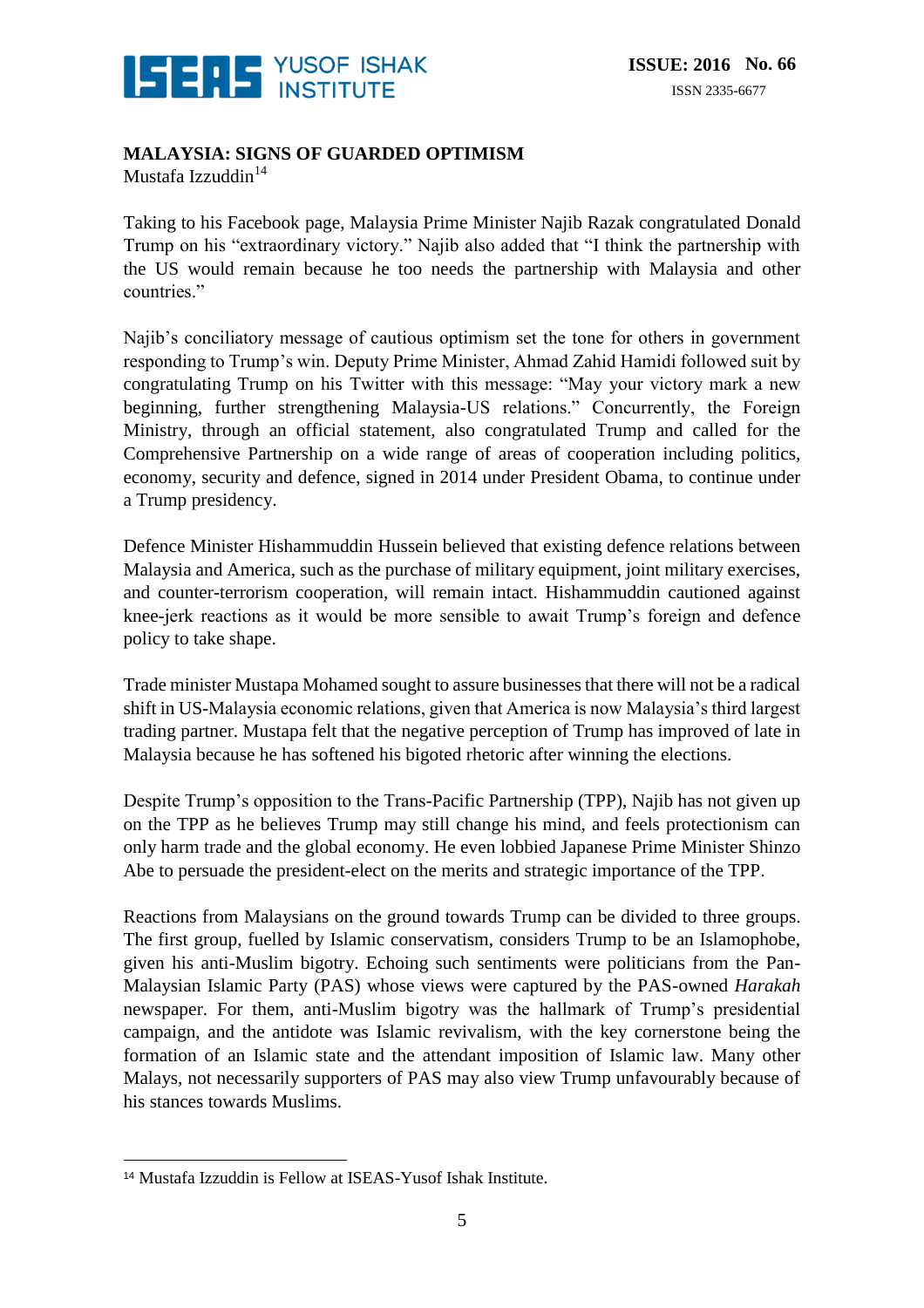## MALAYSIA: SIGNS OF GUARDED OPTIMISM

Mustafa Izzuddin[14]

Taking to his Facebook page, Malaysia Prime Minister Najib Razak congratulated Donald Trump on his "extraordinary victory." Najib also added that "I think the partnership with the US would remain because he too needs the partnership with Malaysia and other countries."

Najib's conciliatory message of cautious optimism set the tone for others in government responding to Trump's win. Deputy Prime Minister, Ahmad Zahid Hamidi followed suit by congratulating Trump on his Twitter with this message: "May your victory mark a new beginning, further strengthening Malaysia-US relations." Concurrently, the Foreign Ministry, through an official statement, also congratulated Trump and called for the Comprehensive Partnership on a wide range of areas of cooperation including politics, economy, security and defence, signed in 2014 under President Obama, to continue under a Trump presidency.

Defence Minister Hishammuddin Hussein believed that existing defence relations between Malaysia and America, such as the purchase of military equipment, joint military exercises, and counter-terrorism cooperation, will remain intact. Hishammuddin cautioned against knee-jerk reactions as it would be more sensible to await Trump's foreign and defence policy to take shape.

Trade minister Mustapa Mohamed sought to assure businesses that there will not be a radical shift in US-Malaysia economic relations, given that America is now Malaysia's third largest trading partner. Mustapa felt that the negative perception of Trump has improved of late in Malaysia because he has softened his bigoted rhetoric after winning the elections.

Despite Trump's opposition to the Trans-Pacific Partnership (TPP), Najib has not given up on the TPP as he believes Trump may still change his mind, and feels protectionism can only harm trade and the global economy. He even lobbied Japanese Prime Minister Shinzo Abe to persuade the president-elect on the merits and strategic importance of the TPP.

Reactions from Malaysians on the ground towards Trump can be divided to three groups. The first group, fuelled by Islamic conservatism, considers Trump to be an Islamophobe, given his anti-Muslim bigotry. Echoing such sentiments were politicians from the Pan-Malaysian Islamic Party (PAS) whose views were captured by the PAS-owned *Harakah* newspaper. For them, anti-Muslim bigotry was the hallmark of Trump's presidential campaign, and the antidote was Islamic revivalism, with the key cornerstone being the formation of an Islamic state and the attendant imposition of Islamic law. Many other Malays, not necessarily supporters of PAS may also view Trump unfavourably because of his stances towards Muslims.

---

[14] Mustafa Izzuddin is Fellow at ISEAS-Yusof Ishak Institute.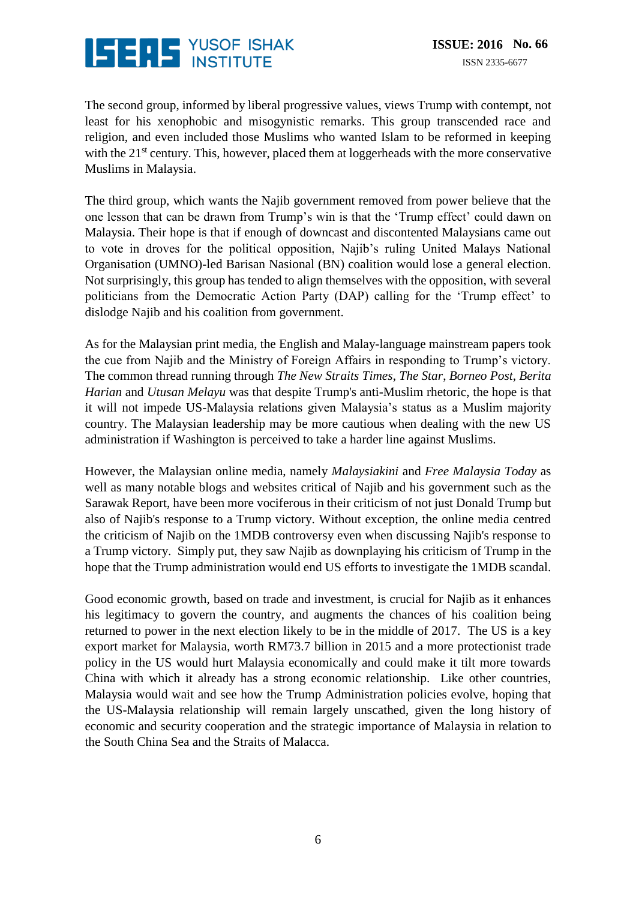The second group, informed by liberal progressive values, views Trump with contempt, not least for his xenophobic and misogynistic remarks. This group transcended race and religion, and even included those Muslims who wanted Islam to be reformed in keeping with the 21st century. This, however, placed them at loggerheads with the more conservative Muslims in Malaysia.

The third group, which wants the Najib government removed from power believe that the one lesson that can be drawn from Trump's win is that the 'Trump effect' could dawn on Malaysia. Their hope is that if enough of downcast and discontented Malaysians came out to vote in droves for the political opposition, Najib's ruling United Malays National Organisation (UMNO)-led Barisan Nasional (BN) coalition would lose a general election. Not surprisingly, this group has tended to align themselves with the opposition, with several politicians from the Democratic Action Party (DAP) calling for the 'Trump effect' to dislodge Najib and his coalition from government.

As for the Malaysian print media, the English and Malay-language mainstream papers took the cue from Najib and the Ministry of Foreign Affairs in responding to Trump's victory. The common thread running through *The New Straits Times*, *The Star*, *Borneo Post*, *Berita Harian* and *Utusan Melayu* was that despite Trump's anti-Muslim rhetoric, the hope is that it will not impede US-Malaysia relations given Malaysia's status as a Muslim majority country. The Malaysian leadership may be more cautious when dealing with the new US administration if Washington is perceived to take a harder line against Muslims.

However, the Malaysian online media, namely *Malaysiakini* and *Free Malaysia Today* as well as many notable blogs and websites critical of Najib and his government such as the Sarawak Report, have been more vociferous in their criticism of not just Donald Trump but also of Najib's response to a Trump victory. Without exception, the online media centred the criticism of Najib on the 1MDB controversy even when discussing Najib's response to a Trump victory. Simply put, they saw Najib as downplaying his criticism of Trump in the hope that the Trump administration would end US efforts to investigate the 1MDB scandal.

Good economic growth, based on trade and investment, is crucial for Najib as it enhances his legitimacy to govern the country, and augments the chances of his coalition being returned to power in the next election likely to be in the middle of 2017. The US is a key export market for Malaysia, worth RM73.7 billion in 2015 and a more protectionist trade policy in the US would hurt Malaysia economically and could make it tilt more towards China with which it already has a strong economic relationship. Like other countries, Malaysia would wait and see how the Trump Administration policies evolve, hoping that the US-Malaysia relationship will remain largely unscathed, given the long history of economic and security cooperation and the strategic importance of Malaysia in relation to the South China Sea and the Straits of Malacca.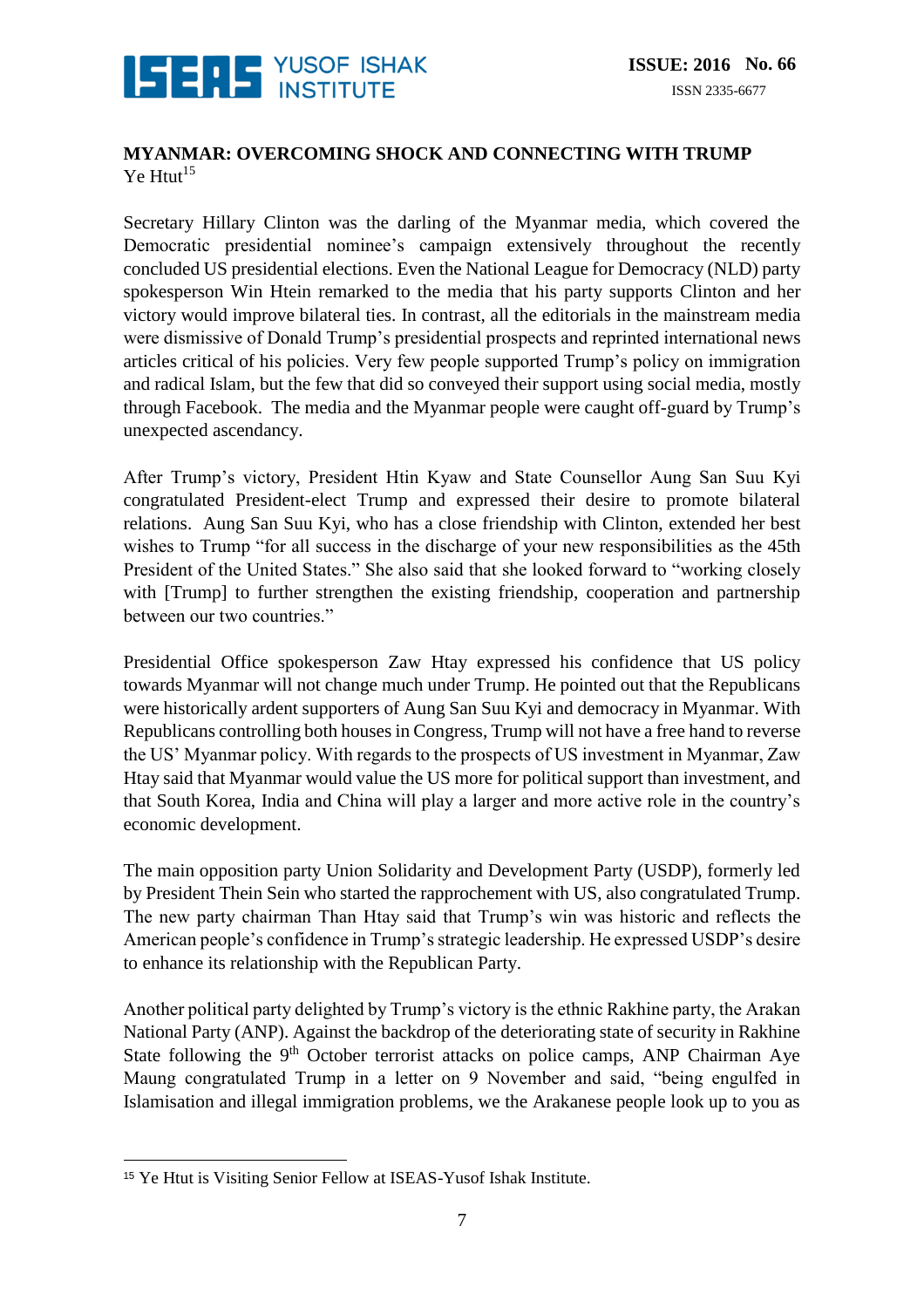## MYANMAR: OVERCOMING SHOCK AND CONNECTING WITH TRUMP

Ye Htut[15]

Secretary Hillary Clinton was the darling of the Myanmar media, which covered the Democratic presidential nominee's campaign extensively throughout the recently concluded US presidential elections. Even the National League for Democracy (NLD) party spokesperson Win Htein remarked to the media that his party supports Clinton and her victory would improve bilateral ties. In contrast, all the editorials in the mainstream media were dismissive of Donald Trump's presidential prospects and reprinted international news articles critical of his policies. Very few people supported Trump's policy on immigration and radical Islam, but the few that did so conveyed their support using social media, mostly through Facebook. The media and the Myanmar people were caught off-guard by Trump's unexpected ascendancy.

After Trump's victory, President Htin Kyaw and State Counsellor Aung San Suu Kyi congratulated President-elect Trump and expressed their desire to promote bilateral relations. Aung San Suu Kyi, who has a close friendship with Clinton, extended her best wishes to Trump "for all success in the discharge of your new responsibilities as the 45th President of the United States." She also said that she looked forward to "working closely with [Trump] to further strengthen the existing friendship, cooperation and partnership between our two countries."

Presidential Office spokesperson Zaw Htay expressed his confidence that US policy towards Myanmar will not change much under Trump. He pointed out that the Republicans were historically ardent supporters of Aung San Suu Kyi and democracy in Myanmar. With Republicans controlling both houses in Congress, Trump will not have a free hand to reverse the US' Myanmar policy. With regards to the prospects of US investment in Myanmar, Zaw Htay said that Myanmar would value the US more for political support than investment, and that South Korea, India and China will play a larger and more active role in the country's economic development.

The main opposition party Union Solidarity and Development Party (USDP), formerly led by President Thein Sein who started the rapprochement with US, also congratulated Trump. The new party chairman Than Htay said that Trump's win was historic and reflects the American people's confidence in Trump's strategic leadership. He expressed USDP's desire to enhance its relationship with the Republican Party.

Another political party delighted by Trump's victory is the ethnic Rakhine party, the Arakan National Party (ANP). Against the backdrop of the deteriorating state of security in Rakhine State following the 9th October terrorist attacks on police camps, ANP Chairman Aye Maung congratulated Trump in a letter on 9 November and said, "being engulfed in Islamisation and illegal immigration problems, we the Arakanese people look up to you as

---

[15] Ye Htut is Visiting Senior Fellow at ISEAS-Yusof Ishak Institute.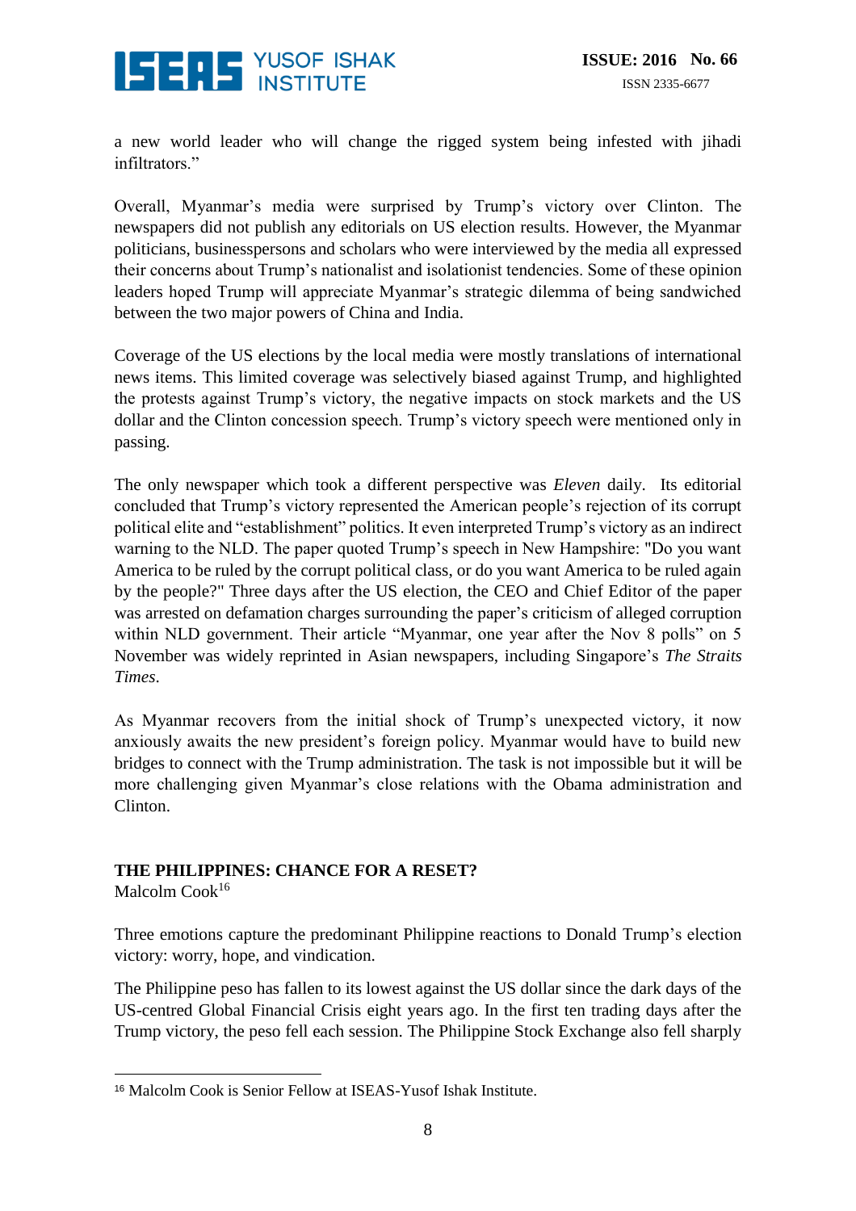a new world leader who will change the rigged system being infested with jihadi infiltrators."

Overall, Myanmar's media were surprised by Trump's victory over Clinton. The newspapers did not publish any editorials on US election results. However, the Myanmar politicians, businesspersons and scholars who were interviewed by the media all expressed their concerns about Trump's nationalist and isolationist tendencies. Some of these opinion leaders hoped Trump will appreciate Myanmar's strategic dilemma of being sandwiched between the two major powers of China and India.

Coverage of the US elections by the local media were mostly translations of international news items. This limited coverage was selectively biased against Trump, and highlighted the protests against Trump's victory, the negative impacts on stock markets and the US dollar and the Clinton concession speech. Trump's victory speech were mentioned only in passing.

The only newspaper which took a different perspective was *Eleven* daily. Its editorial concluded that Trump's victory represented the American people's rejection of its corrupt political elite and "establishment" politics. It even interpreted Trump's victory as an indirect warning to the NLD. The paper quoted Trump's speech in New Hampshire: "Do you want America to be ruled by the corrupt political class, or do you want America to be ruled again by the people?" Three days after the US election, the CEO and Chief Editor of the paper was arrested on defamation charges surrounding the paper's criticism of alleged corruption within NLD government. Their article "Myanmar, one year after the Nov 8 polls" on 5 November was widely reprinted in Asian newspapers, including Singapore's *The Straits Times*.

As Myanmar recovers from the initial shock of Trump's unexpected victory, it now anxiously awaits the new president's foreign policy. Myanmar would have to build new bridges to connect with the Trump administration. The task is not impossible but it will be more challenging given Myanmar's close relations with the Obama administration and Clinton.

## THE PHILIPPINES: CHANCE FOR A RESET?

Malcolm Cook[16]

Three emotions capture the predominant Philippine reactions to Donald Trump's election victory: worry, hope, and vindication.

The Philippine peso has fallen to its lowest against the US dollar since the dark days of the US-centred Global Financial Crisis eight years ago. In the first ten trading days after the Trump victory, the peso fell each session. The Philippine Stock Exchange also fell sharply

[16] Malcolm Cook is Senior Fellow at ISEAS-Yusof Ishak Institute.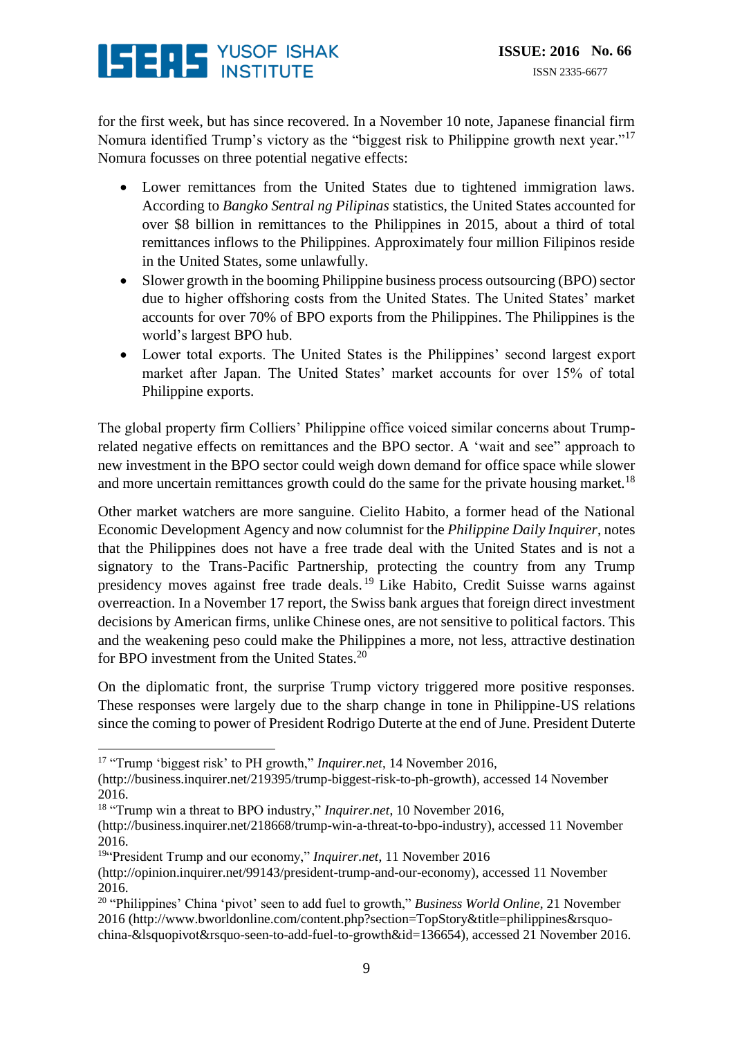for the first week, but has since recovered. In a November 10 note, Japanese financial firm Nomura identified Trump's victory as the "biggest risk to Philippine growth next year."[17] Nomura focusses on three potential negative effects:

- Lower remittances from the United States due to tightened immigration laws. According to *Bangko Sentral ng Pilipinas* statistics, the United States accounted for over $8 billion in remittances to the Philippines in 2015, about a third of total remittances inflows to the Philippines. Approximately four million Filipinos reside in the United States, some unlawfully.
- Slower growth in the booming Philippine business process outsourcing (BPO) sector due to higher offshoring costs from the United States. The United States' market accounts for over 70% of BPO exports from the Philippines. The Philippines is the world's largest BPO hub.
- Lower total exports. The United States is the Philippines' second largest export market after Japan. The United States' market accounts for over 15% of total Philippine exports.

The global property firm Colliers' Philippine office voiced similar concerns about Trump-related negative effects on remittances and the BPO sector. A 'wait and see" approach to new investment in the BPO sector could weigh down demand for office space while slower and more uncertain remittances growth could do the same for the private housing market.[18]

Other market watchers are more sanguine. Cielito Habito, a former head of the National Economic Development Agency and now columnist for the *Philippine Daily Inquirer*, notes that the Philippines does not have a free trade deal with the United States and is not a signatory to the Trans-Pacific Partnership, protecting the country from any Trump presidency moves against free trade deals.[19] Like Habito, Credit Suisse warns against overreaction. In a November 17 report, the Swiss bank argues that foreign direct investment decisions by American firms, unlike Chinese ones, are not sensitive to political factors. This and the weakening peso could make the Philippines a more, not less, attractive destination for BPO investment from the United States.[20]

On the diplomatic front, the surprise Trump victory triggered more positive responses. These responses were largely due to the sharp change in tone in Philippine-US relations since the coming to power of President Rodrigo Duterte at the end of June. President Duterte

---

[17] "Trump 'biggest risk' to PH growth," *Inquirer.net*, 14 November 2016, (http://business.inquirer.net/219395/trump-biggest-risk-to-ph-growth), accessed 14 November 2016.

[18] "Trump win a threat to BPO industry," *Inquirer.net*, 10 November 2016, (http://business.inquirer.net/218668/trump-win-a-threat-to-bpo-industry), accessed 11 November 2016.

[19] "President Trump and our economy," *Inquirer.net*, 11 November 2016 (http://opinion.inquirer.net/99143/president-trump-and-our-economy), accessed 11 November 2016.

[20] "Philippines' China 'pivot' seen to add fuel to growth," *Business World Online*, 21 November 2016 (http://www.bworldonline.com/content.php?section=TopStory&title=philippines&rsquo-china-&lsquopivot&rsquo-seen-to-add-fuel-to-growth&id=136654), accessed 21 November 2016.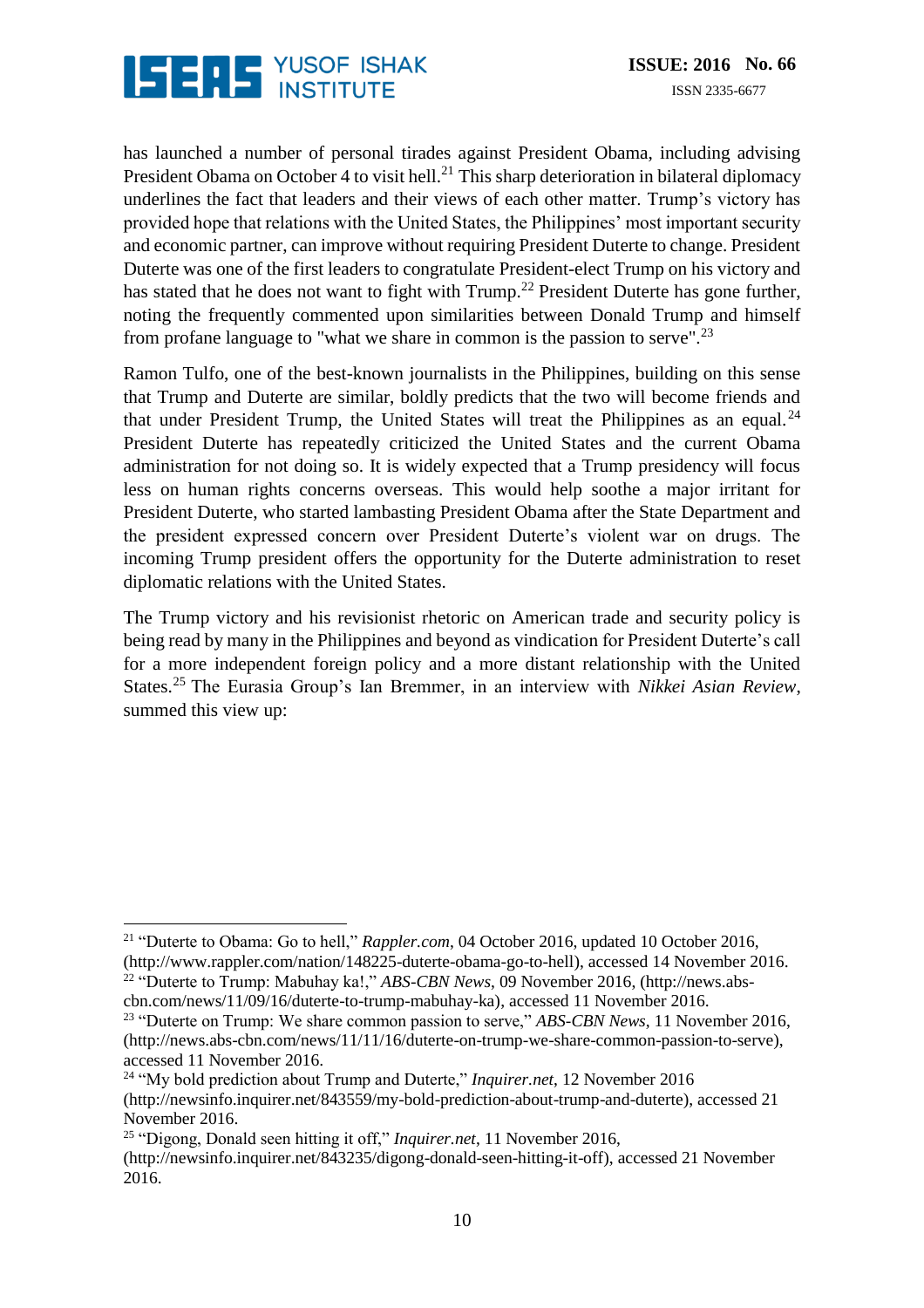has launched a number of personal tirades against President Obama, including advising President Obama on October 4 to visit hell.[21] This sharp deterioration in bilateral diplomacy underlines the fact that leaders and their views of each other matter. Trump's victory has provided hope that relations with the United States, the Philippines' most important security and economic partner, can improve without requiring President Duterte to change. President Duterte was one of the first leaders to congratulate President-elect Trump on his victory and has stated that he does not want to fight with Trump.[22] President Duterte has gone further, noting the frequently commented upon similarities between Donald Trump and himself from profane language to "what we share in common is the passion to serve".[23]

Ramon Tulfo, one of the best-known journalists in the Philippines, building on this sense that Trump and Duterte are similar, boldly predicts that the two will become friends and that under President Trump, the United States will treat the Philippines as an equal.[24] President Duterte has repeatedly criticized the United States and the current Obama administration for not doing so. It is widely expected that a Trump presidency will focus less on human rights concerns overseas. This would help soothe a major irritant for President Duterte, who started lambasting President Obama after the State Department and the president expressed concern over President Duterte's violent war on drugs. The incoming Trump president offers the opportunity for the Duterte administration to reset diplomatic relations with the United States.

The Trump victory and his revisionist rhetoric on American trade and security policy is being read by many in the Philippines and beyond as vindication for President Duterte's call for a more independent foreign policy and a more distant relationship with the United States.[25] The Eurasia Group's Ian Bremmer, in an interview with *Nikkei Asian Review*, summed this view up:

---

[21] "Duterte to Obama: Go to hell," *Rappler.com*, 04 October 2016, updated 10 October 2016, (http://www.rappler.com/nation/148225-duterte-obama-go-to-hell), accessed 14 November 2016.

[22] "Duterte to Trump: Mabuhay ka!," *ABS-CBN News*, 09 November 2016, (http://news.abs-cbn.com/news/11/09/16/duterte-to-trump-mabuhay-ka), accessed 11 November 2016.

[23] "Duterte on Trump: We share common passion to serve," *ABS-CBN News*, 11 November 2016, (http://news.abs-cbn.com/news/11/11/16/duterte-on-trump-we-share-common-passion-to-serve), accessed 11 November 2016.

[24] "My bold prediction about Trump and Duterte," *Inquirer.net*, 12 November 2016 (http://newsinfo.inquirer.net/843559/my-bold-prediction-about-trump-and-duterte), accessed 21 November 2016.

[25] "Digong, Donald seen hitting it off," *Inquirer.net*, 11 November 2016, (http://newsinfo.inquirer.net/843235/digong-donald-seen-hitting-it-off), accessed 21 November 2016.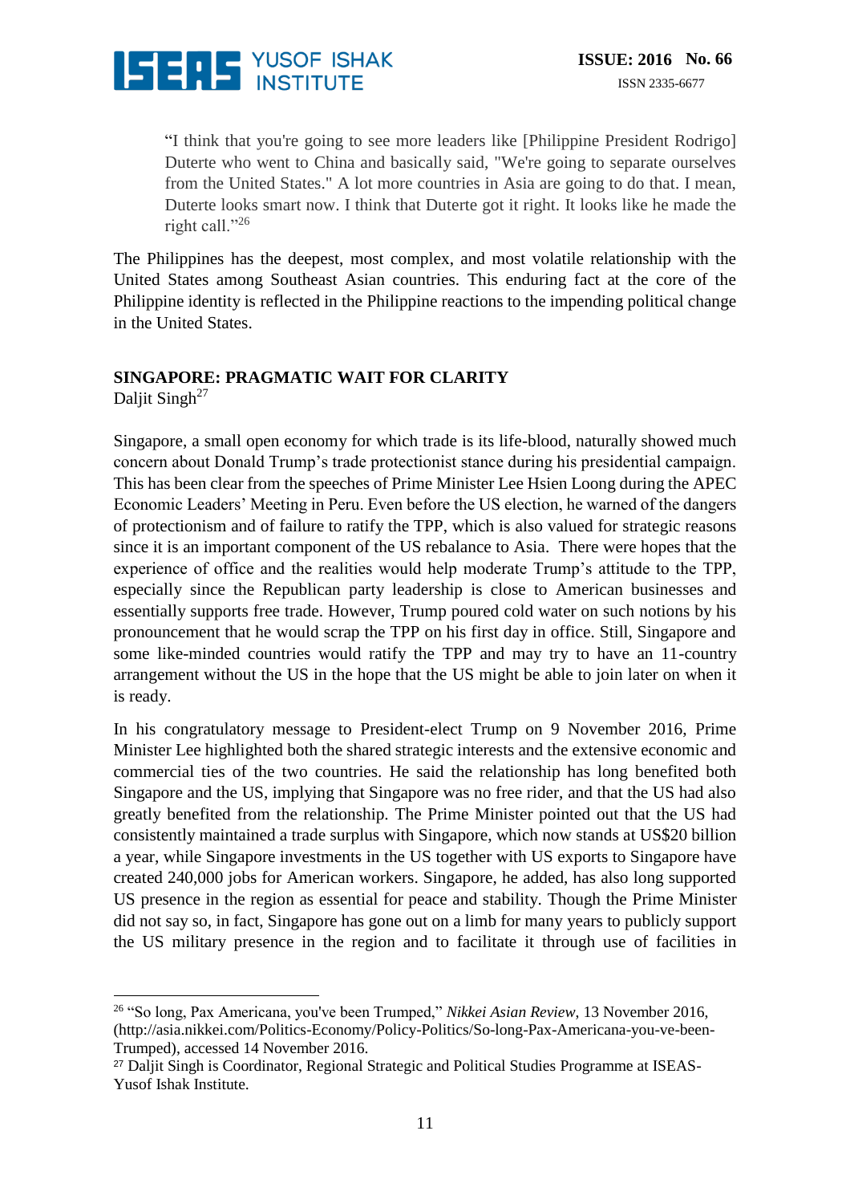> "I think that you're going to see more leaders like [Philippine President Rodrigo] Duterte who went to China and basically said, "We're going to separate ourselves from the United States." A lot more countries in Asia are going to do that. I mean, Duterte looks smart now. I think that Duterte got it right. It looks like he made the right call."[26]

The Philippines has the deepest, most complex, and most volatile relationship with the United States among Southeast Asian countries. This enduring fact at the core of the Philippine identity is reflected in the Philippine reactions to the impending political change in the United States.

## SINGAPORE: PRAGMATIC WAIT FOR CLARITY

Daljit Singh[27]

Singapore, a small open economy for which trade is its life-blood, naturally showed much concern about Donald Trump's trade protectionist stance during his presidential campaign. This has been clear from the speeches of Prime Minister Lee Hsien Loong during the APEC Economic Leaders' Meeting in Peru. Even before the US election, he warned of the dangers of protectionism and of failure to ratify the TPP, which is also valued for strategic reasons since it is an important component of the US rebalance to Asia. There were hopes that the experience of office and the realities would help moderate Trump's attitude to the TPP, especially since the Republican party leadership is close to American businesses and essentially supports free trade. However, Trump poured cold water on such notions by his pronouncement that he would scrap the TPP on his first day in office. Still, Singapore and some like-minded countries would ratify the TPP and may try to have an 11-country arrangement without the US in the hope that the US might be able to join later on when it is ready.

In his congratulatory message to President-elect Trump on 9 November 2016, Prime Minister Lee highlighted both the shared strategic interests and the extensive economic and commercial ties of the two countries. He said the relationship has long benefited both Singapore and the US, implying that Singapore was no free rider, and that the US had also greatly benefited from the relationship. The Prime Minister pointed out that the US had consistently maintained a trade surplus with Singapore, which now stands at US$20 billion a year, while Singapore investments in the US together with US exports to Singapore have created 240,000 jobs for American workers. Singapore, he added, has also long supported US presence in the region as essential for peace and stability. Though the Prime Minister did not say so, in fact, Singapore has gone out on a limb for many years to publicly support the US military presence in the region and to facilitate it through use of facilities in

---

[26] "So long, Pax Americana, you've been Trumped," *Nikkei Asian Review*, 13 November 2016, (http://asia.nikkei.com/Politics-Economy/Policy-Politics/So-long-Pax-Americana-you-ve-been-Trumped), accessed 14 November 2016.

[27] Daljit Singh is Coordinator, Regional Strategic and Political Studies Programme at ISEAS-Yusof Ishak Institute.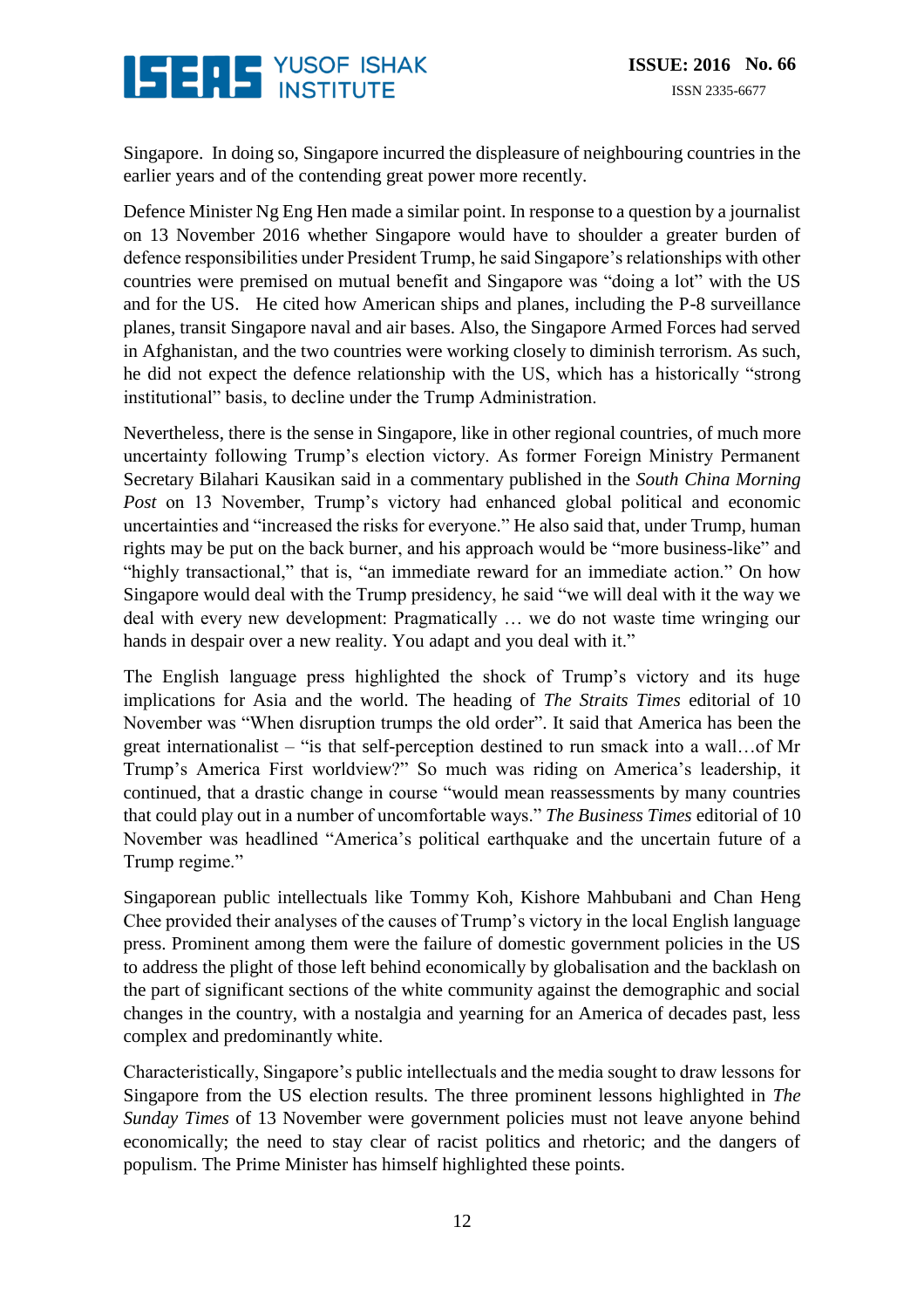Singapore. In doing so, Singapore incurred the displeasure of neighbouring countries in the earlier years and of the contending great power more recently.

Defence Minister Ng Eng Hen made a similar point. In response to a question by a journalist on 13 November 2016 whether Singapore would have to shoulder a greater burden of defence responsibilities under President Trump, he said Singapore's relationships with other countries were premised on mutual benefit and Singapore was "doing a lot" with the US and for the US. He cited how American ships and planes, including the P-8 surveillance planes, transit Singapore naval and air bases. Also, the Singapore Armed Forces had served in Afghanistan, and the two countries were working closely to diminish terrorism. As such, he did not expect the defence relationship with the US, which has a historically "strong institutional" basis, to decline under the Trump Administration.

Nevertheless, there is the sense in Singapore, like in other regional countries, of much more uncertainty following Trump's election victory. As former Foreign Ministry Permanent Secretary Bilahari Kausikan said in a commentary published in the *South China Morning Post* on 13 November, Trump's victory had enhanced global political and economic uncertainties and "increased the risks for everyone." He also said that, under Trump, human rights may be put on the back burner, and his approach would be "more business-like" and "highly transactional," that is, "an immediate reward for an immediate action." On how Singapore would deal with the Trump presidency, he said "we will deal with it the way we deal with every new development: Pragmatically … we do not waste time wringing our hands in despair over a new reality. You adapt and you deal with it."

The English language press highlighted the shock of Trump's victory and its huge implications for Asia and the world. The heading of *The Straits Times* editorial of 10 November was "When disruption trumps the old order". It said that America has been the great internationalist – "is that self-perception destined to run smack into a wall…of Mr Trump's America First worldview?" So much was riding on America's leadership, it continued, that a drastic change in course "would mean reassessments by many countries that could play out in a number of uncomfortable ways." *The Business Times* editorial of 10 November was headlined "America's political earthquake and the uncertain future of a Trump regime."

Singaporean public intellectuals like Tommy Koh, Kishore Mahbubani and Chan Heng Chee provided their analyses of the causes of Trump's victory in the local English language press. Prominent among them were the failure of domestic government policies in the US to address the plight of those left behind economically by globalisation and the backlash on the part of significant sections of the white community against the demographic and social changes in the country, with a nostalgia and yearning for an America of decades past, less complex and predominantly white.

Characteristically, Singapore's public intellectuals and the media sought to draw lessons for Singapore from the US election results. The three prominent lessons highlighted in *The Sunday Times* of 13 November were government policies must not leave anyone behind economically; the need to stay clear of racist politics and rhetoric; and the dangers of populism. The Prime Minister has himself highlighted these points.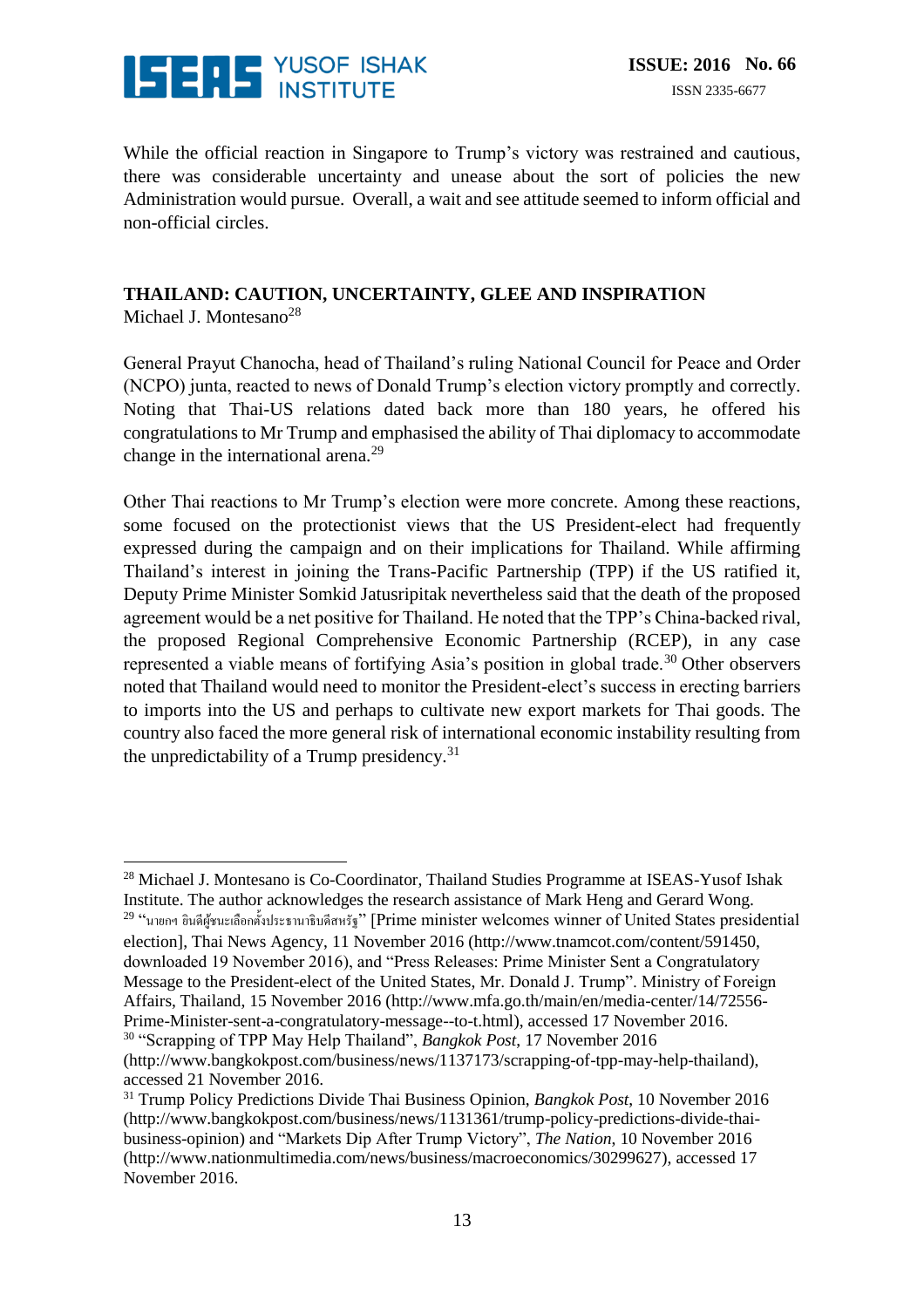While the official reaction in Singapore to Trump's victory was restrained and cautious, there was considerable uncertainty and unease about the sort of policies the new Administration would pursue. Overall, a wait and see attitude seemed to inform official and non-official circles.

## THAILAND: CAUTION, UNCERTAINTY, GLEE AND INSPIRATION

Michael J. Montesano[28]

General Prayut Chanocha, head of Thailand's ruling National Council for Peace and Order (NCPO) junta, reacted to news of Donald Trump's election victory promptly and correctly. Noting that Thai-US relations dated back more than 180 years, he offered his congratulations to Mr Trump and emphasised the ability of Thai diplomacy to accommodate change in the international arena.[29]

Other Thai reactions to Mr Trump's election were more concrete. Among these reactions, some focused on the protectionist views that the US President-elect had frequently expressed during the campaign and on their implications for Thailand. While affirming Thailand's interest in joining the Trans-Pacific Partnership (TPP) if the US ratified it, Deputy Prime Minister Somkid Jatusripitak nevertheless said that the death of the proposed agreement would be a net positive for Thailand. He noted that the TPP's China-backed rival, the proposed Regional Comprehensive Economic Partnership (RCEP), in any case represented a viable means of fortifying Asia's position in global trade.[30] Other observers noted that Thailand would need to monitor the President-elect's success in erecting barriers to imports into the US and perhaps to cultivate new export markets for Thai goods. The country also faced the more general risk of international economic instability resulting from the unpredictability of a Trump presidency.[31]

---

[28] Michael J. Montesano is Co-Coordinator, Thailand Studies Programme at ISEAS-Yusof Ishak Institute. The author acknowledges the research assistance of Mark Heng and Gerard Wong.

[29] "นายกฯ ยินดีผู้ชนะเลือกตั้งประธานาธิบดีสหรัฐ" [Prime minister welcomes winner of United States presidential election], Thai News Agency, 11 November 2016 (http://www.tnamcot.com/content/591450, downloaded 19 November 2016), and "Press Releases: Prime Minister Sent a Congratulatory Message to the President-elect of the United States, Mr. Donald J. Trump". Ministry of Foreign Affairs, Thailand, 15 November 2016 (http://www.mfa.go.th/main/en/media-center/14/72556-Prime-Minister-sent-a-congratulatory-message--to-t.html), accessed 17 November 2016.

[30] "Scrapping of TPP May Help Thailand", *Bangkok Post*, 17 November 2016 (http://www.bangkokpost.com/business/news/1137173/scrapping-of-tpp-may-help-thailand), accessed 21 November 2016.

[31] Trump Policy Predictions Divide Thai Business Opinion, *Bangkok Post*, 10 November 2016 (http://www.bangkokpost.com/business/news/1131361/trump-policy-predictions-divide-thai-business-opinion) and "Markets Dip After Trump Victory", *The Nation*, 10 November 2016 (http://www.nationmultimedia.com/news/business/macroeconomics/30299627), accessed 17 November 2016.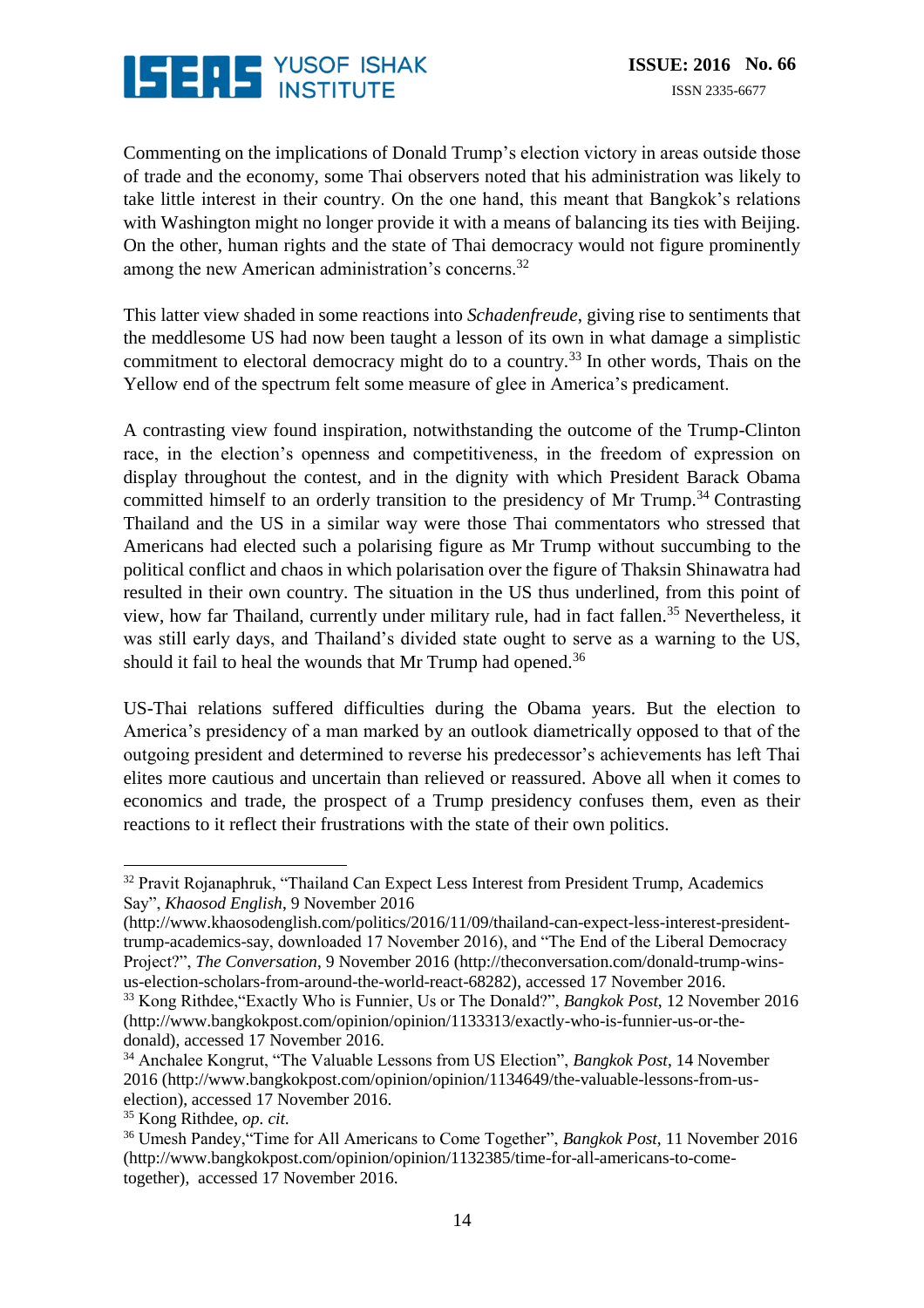Commenting on the implications of Donald Trump's election victory in areas outside those of trade and the economy, some Thai observers noted that his administration was likely to take little interest in their country. On the one hand, this meant that Bangkok's relations with Washington might no longer provide it with a means of balancing its ties with Beijing. On the other, human rights and the state of Thai democracy would not figure prominently among the new American administration's concerns.[32]

This latter view shaded in some reactions into *Schadenfreude*, giving rise to sentiments that the meddlesome US had now been taught a lesson of its own in what damage a simplistic commitment to electoral democracy might do to a country.[33] In other words, Thais on the Yellow end of the spectrum felt some measure of glee in America's predicament.

A contrasting view found inspiration, notwithstanding the outcome of the Trump-Clinton race, in the election's openness and competitiveness, in the freedom of expression on display throughout the contest, and in the dignity with which President Barack Obama committed himself to an orderly transition to the presidency of Mr Trump.[34] Contrasting Thailand and the US in a similar way were those Thai commentators who stressed that Americans had elected such a polarising figure as Mr Trump without succumbing to the political conflict and chaos in which polarisation over the figure of Thaksin Shinawatra had resulted in their own country. The situation in the US thus underlined, from this point of view, how far Thailand, currently under military rule, had in fact fallen.[35] Nevertheless, it was still early days, and Thailand's divided state ought to serve as a warning to the US, should it fail to heal the wounds that Mr Trump had opened.[36]

US-Thai relations suffered difficulties during the Obama years. But the election to America's presidency of a man marked by an outlook diametrically opposed to that of the outgoing president and determined to reverse his predecessor's achievements has left Thai elites more cautious and uncertain than relieved or reassured. Above all when it comes to economics and trade, the prospect of a Trump presidency confuses them, even as their reactions to it reflect their frustrations with the state of their own politics.

---

[32] Pravit Rojanaphruk, "Thailand Can Expect Less Interest from President Trump, Academics Say", *Khaosod English*, 9 November 2016 (http://www.khaosodenglish.com/politics/2016/11/09/thailand-can-expect-less-interest-president-trump-academics-say, downloaded 17 November 2016), and "The End of the Liberal Democracy Project?", *The Conversation*, 9 November 2016 (http://theconversation.com/donald-trump-wins-us-election-scholars-from-around-the-world-react-68282), accessed 17 November 2016.

[33] Kong Rithdee,"Exactly Who is Funnier, Us or The Donald?", *Bangkok Post*, 12 November 2016 (http://www.bangkokpost.com/opinion/opinion/1133313/exactly-who-is-funnier-us-or-the-donald), accessed 17 November 2016.

[34] Anchalee Kongrut, "The Valuable Lessons from US Election", *Bangkok Post*, 14 November 2016 (http://www.bangkokpost.com/opinion/opinion/1134649/the-valuable-lessons-from-us-election), accessed 17 November 2016.

[35] Kong Rithdee, *op. cit.*

[36] Umesh Pandey,"Time for All Americans to Come Together", *Bangkok Post*, 11 November 2016 (http://www.bangkokpost.com/opinion/opinion/1132385/time-for-all-americans-to-come-together), accessed 17 November 2016.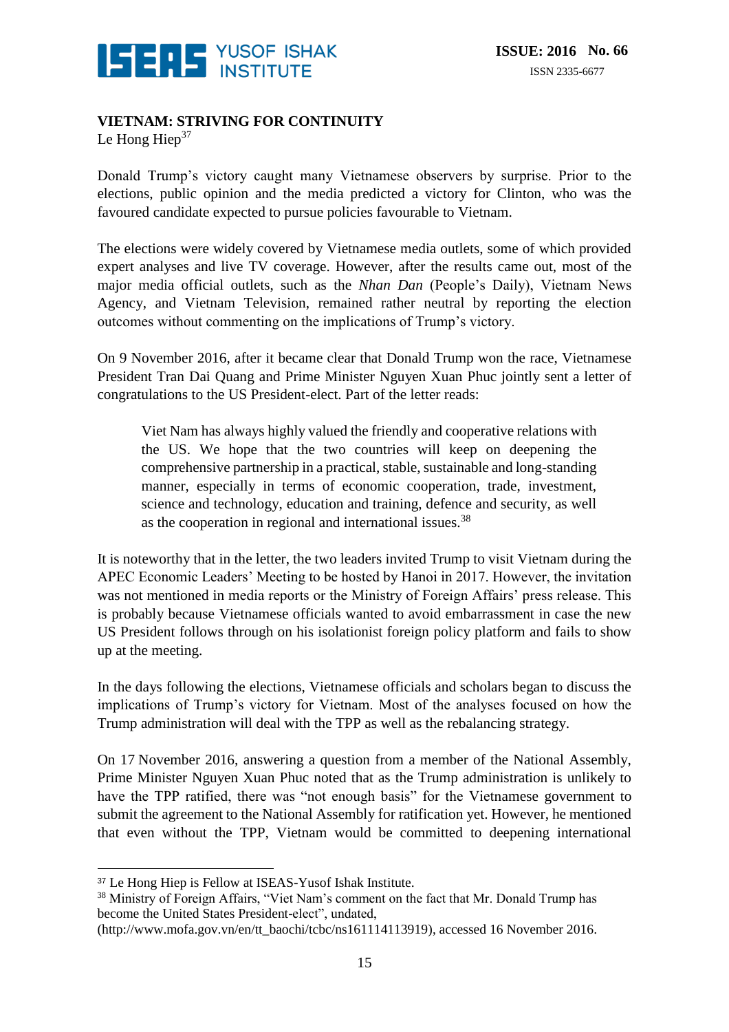**VIETNAM: STRIVING FOR CONTINUITY**

Le Hong Hiep[37]

Donald Trump's victory caught many Vietnamese observers by surprise. Prior to the elections, public opinion and the media predicted a victory for Clinton, who was the favoured candidate expected to pursue policies favourable to Vietnam.

The elections were widely covered by Vietnamese media outlets, some of which provided expert analyses and live TV coverage. However, after the results came out, most of the major media official outlets, such as the *Nhan Dan* (People's Daily), Vietnam News Agency, and Vietnam Television, remained rather neutral by reporting the election outcomes without commenting on the implications of Trump's victory.

On 9 November 2016, after it became clear that Donald Trump won the race, Vietnamese President Tran Dai Quang and Prime Minister Nguyen Xuan Phuc jointly sent a letter of congratulations to the US President-elect. Part of the letter reads:

> Viet Nam has always highly valued the friendly and cooperative relations with the US. We hope that the two countries will keep on deepening the comprehensive partnership in a practical, stable, sustainable and long-standing manner, especially in terms of economic cooperation, trade, investment, science and technology, education and training, defence and security, as well as the cooperation in regional and international issues.[38]

It is noteworthy that in the letter, the two leaders invited Trump to visit Vietnam during the APEC Economic Leaders' Meeting to be hosted by Hanoi in 2017. However, the invitation was not mentioned in media reports or the Ministry of Foreign Affairs' press release. This is probably because Vietnamese officials wanted to avoid embarrassment in case the new US President follows through on his isolationist foreign policy platform and fails to show up at the meeting.

In the days following the elections, Vietnamese officials and scholars began to discuss the implications of Trump's victory for Vietnam. Most of the analyses focused on how the Trump administration will deal with the TPP as well as the rebalancing strategy.

On 17 November 2016, answering a question from a member of the National Assembly, Prime Minister Nguyen Xuan Phuc noted that as the Trump administration is unlikely to have the TPP ratified, there was "not enough basis" for the Vietnamese government to submit the agreement to the National Assembly for ratification yet. However, he mentioned that even without the TPP, Vietnam would be committed to deepening international

---

[37] Le Hong Hiep is Fellow at ISEAS-Yusof Ishak Institute.

[38] Ministry of Foreign Affairs, "Viet Nam's comment on the fact that Mr. Donald Trump has become the United States President-elect", undated, (http://www.mofa.gov.vn/en/tt_baochi/tcbc/ns161114113919), accessed 16 November 2016.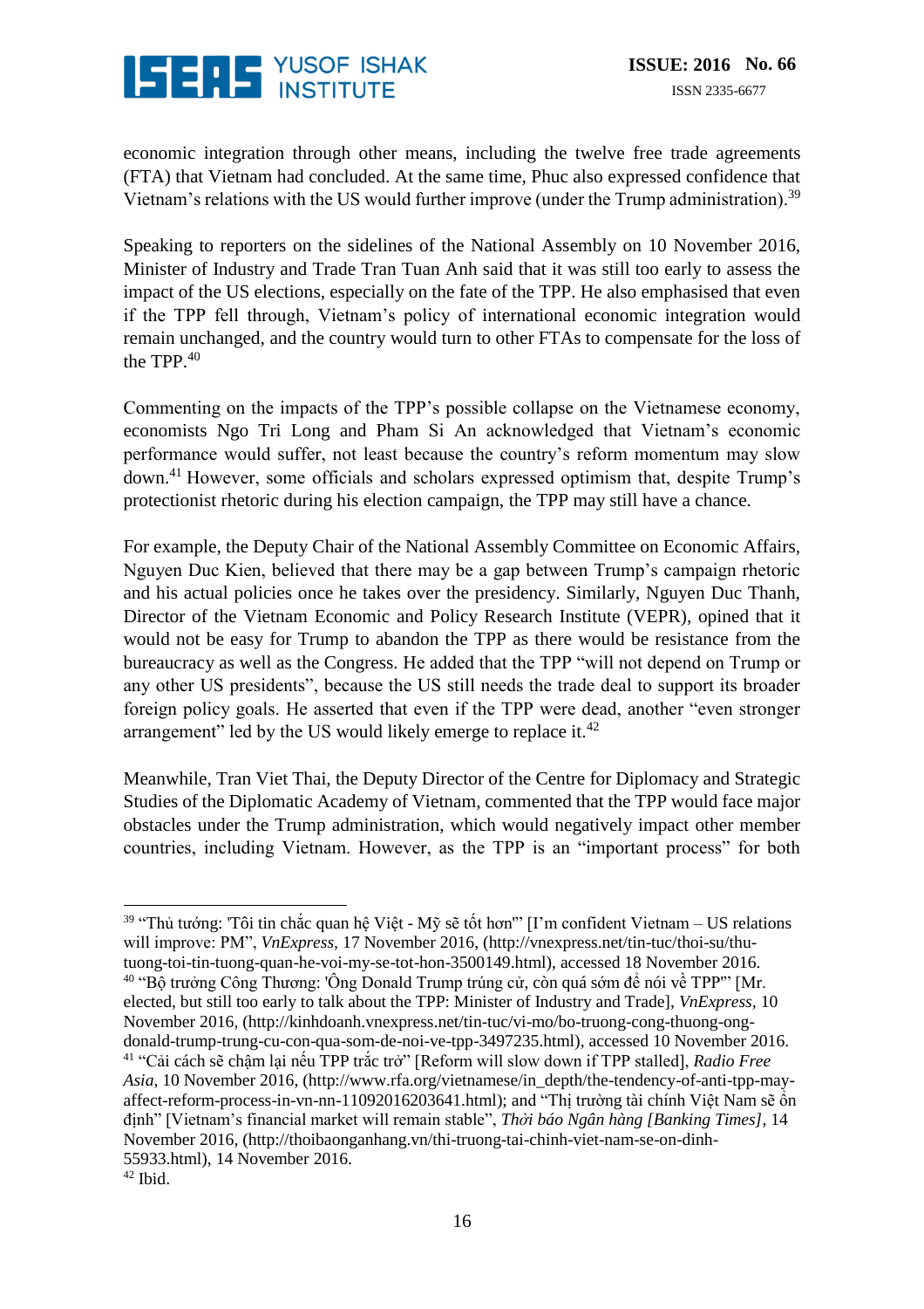economic integration through other means, including the twelve free trade agreements (FTA) that Vietnam had concluded. At the same time, Phuc also expressed confidence that Vietnam's relations with the US would further improve (under the Trump administration).[39]

Speaking to reporters on the sidelines of the National Assembly on 10 November 2016, Minister of Industry and Trade Tran Tuan Anh said that it was still too early to assess the impact of the US elections, especially on the fate of the TPP. He also emphasised that even if the TPP fell through, Vietnam's policy of international economic integration would remain unchanged, and the country would turn to other FTAs to compensate for the loss of the TPP.[40]

Commenting on the impacts of the TPP's possible collapse on the Vietnamese economy, economists Ngo Tri Long and Pham Si An acknowledged that Vietnam's economic performance would suffer, not least because the country's reform momentum may slow down.[41] However, some officials and scholars expressed optimism that, despite Trump's protectionist rhetoric during his election campaign, the TPP may still have a chance.

For example, the Deputy Chair of the National Assembly Committee on Economic Affairs, Nguyen Duc Kien, believed that there may be a gap between Trump's campaign rhetoric and his actual policies once he takes over the presidency. Similarly, Nguyen Duc Thanh, Director of the Vietnam Economic and Policy Research Institute (VEPR), opined that it would not be easy for Trump to abandon the TPP as there would be resistance from the bureaucracy as well as the Congress. He added that the TPP "will not depend on Trump or any other US presidents", because the US still needs the trade deal to support its broader foreign policy goals. He asserted that even if the TPP were dead, another "even stronger arrangement" led by the US would likely emerge to replace it.[42]

Meanwhile, Tran Viet Thai, the Deputy Director of the Centre for Diplomacy and Strategic Studies of the Diplomatic Academy of Vietnam, commented that the TPP would face major obstacles under the Trump administration, which would negatively impact other member countries, including Vietnam. However, as the TPP is an "important process" for both

---

[39] "Thủ tướng: 'Tôi tin chắc quan hệ Việt - Mỹ sẽ tốt hơn'" [I'm confident Vietnam – US relations will improve: PM", *VnExpress*, 17 November 2016, (http://vnexpress.net/tin-tuc/thoi-su/thu-tuong-toi-tin-tuong-quan-he-voi-my-se-tot-hon-3500149.html), accessed 18 November 2016.

[40] "Bộ trưởng Công Thương: 'Ông Donald Trump trúng cử, còn quá sớm để nói về TPP'" [Mr. elected, but still too early to talk about the TPP: Minister of Industry and Trade], *VnExpress*, 10 November 2016, (http://kinhdoanh.vnexpress.net/tin-tuc/vi-mo/bo-truong-cong-thuong-ong-donald-trump-trung-cu-con-qua-som-de-noi-ve-tpp-3497235.html), accessed 10 November 2016.

[41] "Cải cách sẽ chậm lại nếu TPP trắc trở" [Reform will slow down if TPP stalled], *Radio Free Asia*, 10 November 2016, (http://www.rfa.org/vietnamese/in_depth/the-tendency-of-anti-tpp-may-affect-reform-process-in-vn-nn-11092016203641.html); and "Thị trường tài chính Việt Nam sẽ ổn định" [Vietnam's financial market will remain stable", *Thời báo Ngân hàng [Banking Times]*, 14 November 2016, (http://thoibaonganhang.vn/thi-truong-tai-chinh-viet-nam-se-on-dinh-55933.html), 14 November 2016.

[42] Ibid.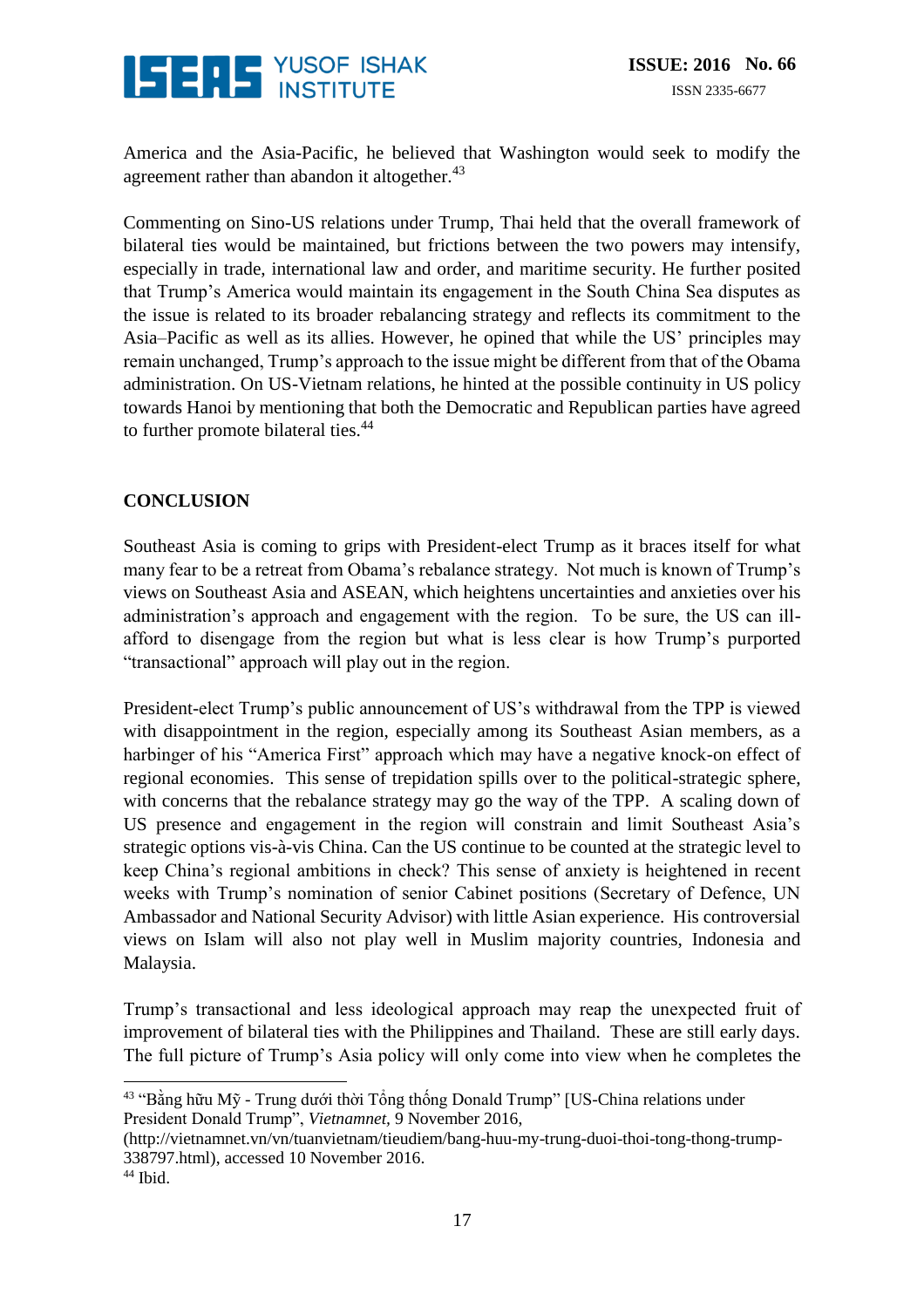America and the Asia-Pacific, he believed that Washington would seek to modify the agreement rather than abandon it altogether.[43]

Commenting on Sino-US relations under Trump, Thai held that the overall framework of bilateral ties would be maintained, but frictions between the two powers may intensify, especially in trade, international law and order, and maritime security. He further posited that Trump's America would maintain its engagement in the South China Sea disputes as the issue is related to its broader rebalancing strategy and reflects its commitment to the Asia–Pacific as well as its allies. However, he opined that while the US' principles may remain unchanged, Trump's approach to the issue might be different from that of the Obama administration. On US-Vietnam relations, he hinted at the possible continuity in US policy towards Hanoi by mentioning that both the Democratic and Republican parties have agreed to further promote bilateral ties.[44]

## CONCLUSION

Southeast Asia is coming to grips with President-elect Trump as it braces itself for what many fear to be a retreat from Obama's rebalance strategy. Not much is known of Trump's views on Southeast Asia and ASEAN, which heightens uncertainties and anxieties over his administration's approach and engagement with the region. To be sure, the US can ill-afford to disengage from the region but what is less clear is how Trump's purported "transactional" approach will play out in the region.

President-elect Trump's public announcement of US's withdrawal from the TPP is viewed with disappointment in the region, especially among its Southeast Asian members, as a harbinger of his "America First" approach which may have a negative knock-on effect of regional economies. This sense of trepidation spills over to the political-strategic sphere, with concerns that the rebalance strategy may go the way of the TPP. A scaling down of US presence and engagement in the region will constrain and limit Southeast Asia's strategic options vis-à-vis China. Can the US continue to be counted at the strategic level to keep China's regional ambitions in check? This sense of anxiety is heightened in recent weeks with Trump's nomination of senior Cabinet positions (Secretary of Defence, UN Ambassador and National Security Advisor) with little Asian experience. His controversial views on Islam will also not play well in Muslim majority countries, Indonesia and Malaysia.

Trump's transactional and less ideological approach may reap the unexpected fruit of improvement of bilateral ties with the Philippines and Thailand. These are still early days. The full picture of Trump's Asia policy will only come into view when he completes the

---

[43] "Bằng hữu Mỹ - Trung dưới thời Tổng thống Donald Trump" [US-China relations under President Donald Trump", *Vietnamnet*, 9 November 2016, (http://vietnamnet.vn/vn/tuanvietnam/tieudiem/bang-huu-my-trung-duoi-thoi-tong-thong-trump-338797.html), accessed 10 November 2016.

[44] Ibid.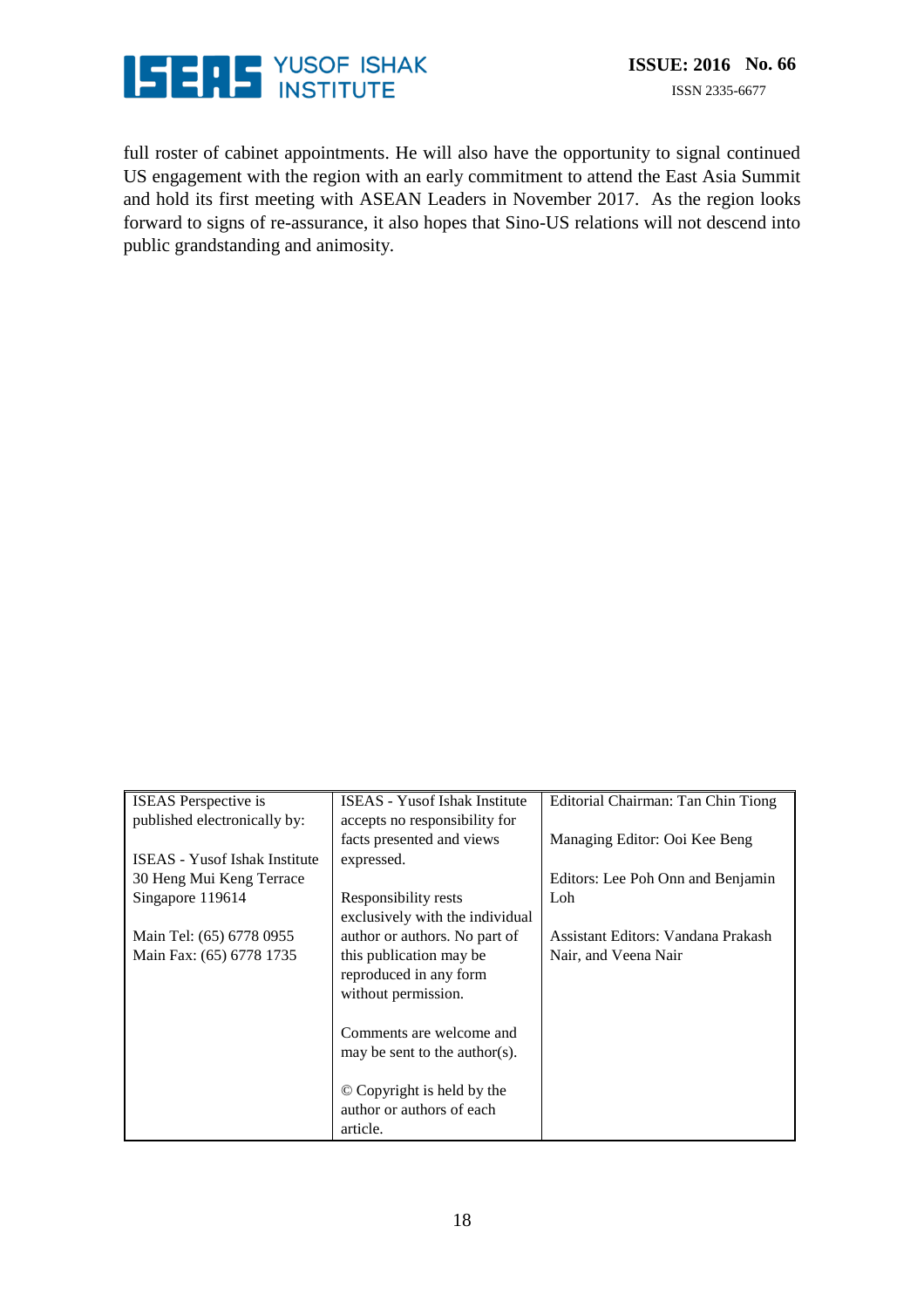full roster of cabinet appointments. He will also have the opportunity to signal continued US engagement with the region with an early commitment to attend the East Asia Summit and hold its first meeting with ASEAN Leaders in November 2017. As the region looks forward to signs of re-assurance, it also hopes that Sino-US relations will not descend into public grandstanding and animosity.

| | | |
|---|---|---|
| ISEAS Perspective is published electronically by:<br><br>ISEAS - Yusof Ishak Institute<br>30 Heng Mui Keng Terrace<br>Singapore 119614<br><br>Main Tel: (65) 6778 0955<br>Main Fax: (65) 6778 1735 | ISEAS - Yusof Ishak Institute accepts no responsibility for facts presented and views expressed.<br><br>Responsibility rests exclusively with the individual author or authors. No part of this publication may be reproduced in any form without permission.<br><br>Comments are welcome and may be sent to the author(s).<br><br>© Copyright is held by the author or authors of each article. | Editorial Chairman: Tan Chin Tiong<br><br>Managing Editor: Ooi Kee Beng<br><br>Editors: Lee Poh Onn and Benjamin Loh<br><br>Assistant Editors: Vandana Prakash Nair, and Veena Nair |